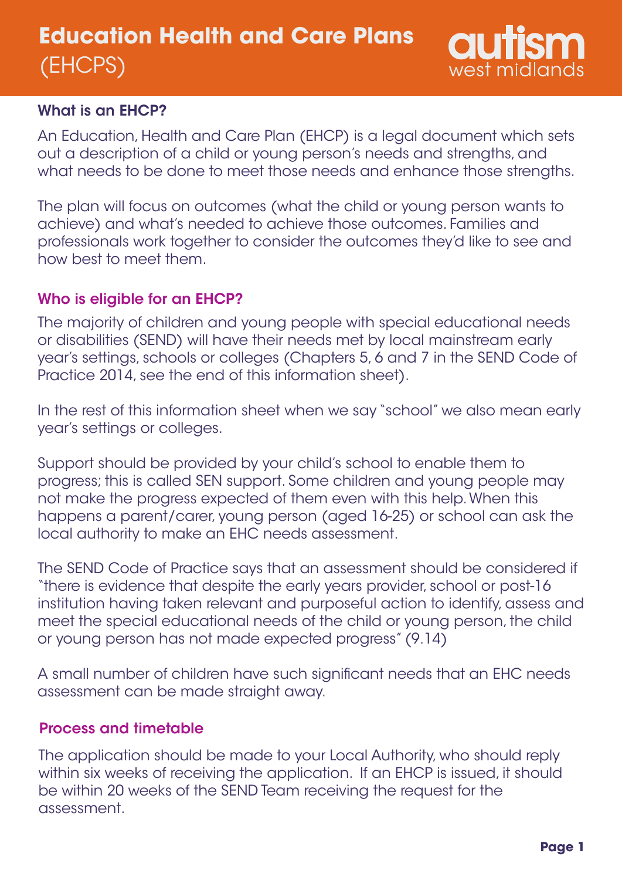# Education Health and Care Plans (EHCPS)

autism west midlands

## What is an EHCP?

An Education, Health and Care Plan (EHCP) is a legal document which sets out a description of a child or young person's needs and strengths, and what needs to be done to meet those needs and enhance those strengths.

The plan will focus on outcomes (what the child or young person wants to achieve) and what's needed to achieve those outcomes. Families and professionals work together to consider the outcomes they'd like to see and how best to meet them.

## Who is eligible for an EHCP?

The majority of children and young people with special educational needs or disabilities (SEND) will have their needs met by local mainstream early year's settings, schools or colleges (Chapters 5, 6 and 7 in the SEND Code of Practice 2014, see the end of this information sheet).

In the rest of this information sheet when we say "school" we also mean early year's settings or colleges.

Support should be provided by your child's school to enable them to progress; this is called SEN support. Some children and young people may not make the progress expected of them even with this help. When this happens a parent/carer, young person (aged 16-25) or school can ask the local authority to make an EHC needs assessment.

The SEND Code of Practice says that an assessment should be considered if "there is evidence that despite the early years provider, school or post-16 institution having taken relevant and purposeful action to identify, assess and meet the special educational needs of the child or young person, the child or young person has not made expected progress" (9.14)

A small number of children have such significant needs that an EHC needs assessment can be made straight away.

## Process and timetable

The application should be made to your Local Authority, who should reply within six weeks of receiving the application. If an EHCP is issued, it should be within 20 weeks of the SEND Team receiving the request for the assessment.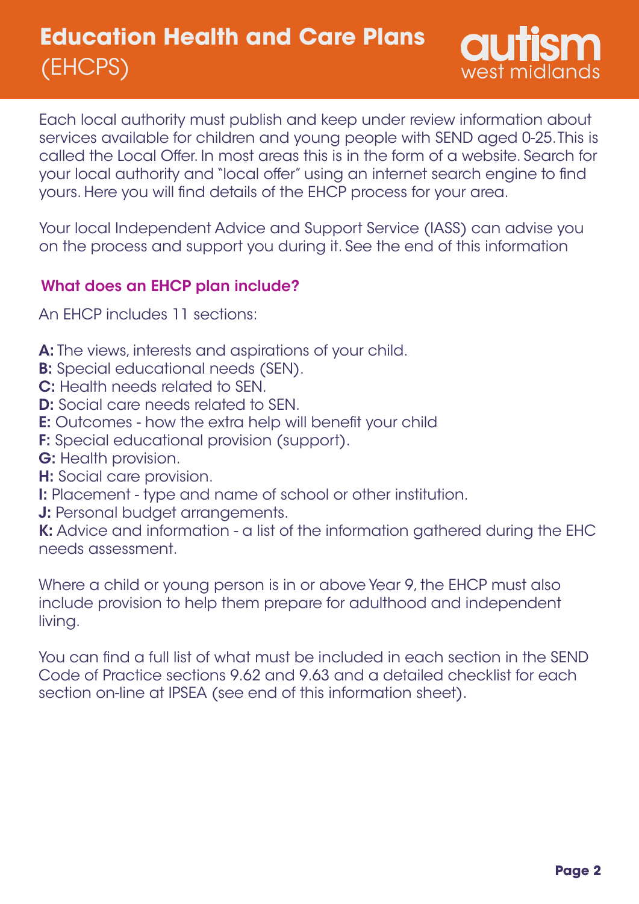# Education Health and Care Plans (EHCPS)

Each local authority must publish and keep under review information about services available for children and young people with SEND aged 0-25. This is called the Local Offer. In most areas this is in the form of a website. Search for your local authority and "local offer" using an internet search engine to find yours. Here you will find details of the EHCP process for your area.

Your local Independent Advice and Support Service (IASS) can advise you on the process and support you during it. See the end of this information

## What does an EHCP plan include?

An EHCP includes 11 sections:

**A:** The views, interests and aspirations of your child.
**B:** Special educational needs (SEN).
**C:** Health needs related to SEN.
**D:** Social care needs related to SEN.
**E:** Outcomes - how the extra help will benefit your child
**F:** Special educational provision (support).
**G:** Health provision.
**H:** Social care provision.
**I:** Placement - type and name of school or other institution.
**J:** Personal budget arrangements.
**K:** Advice and information - a list of the information gathered during the EHC needs assessment.

Where a child or young person is in or above Year 9, the EHCP must also include provision to help them prepare for adulthood and independent living.

You can find a full list of what must be included in each section in the SEND Code of Practice sections 9.62 and 9.63 and a detailed checklist for each section on-line at IPSEA (see end of this information sheet).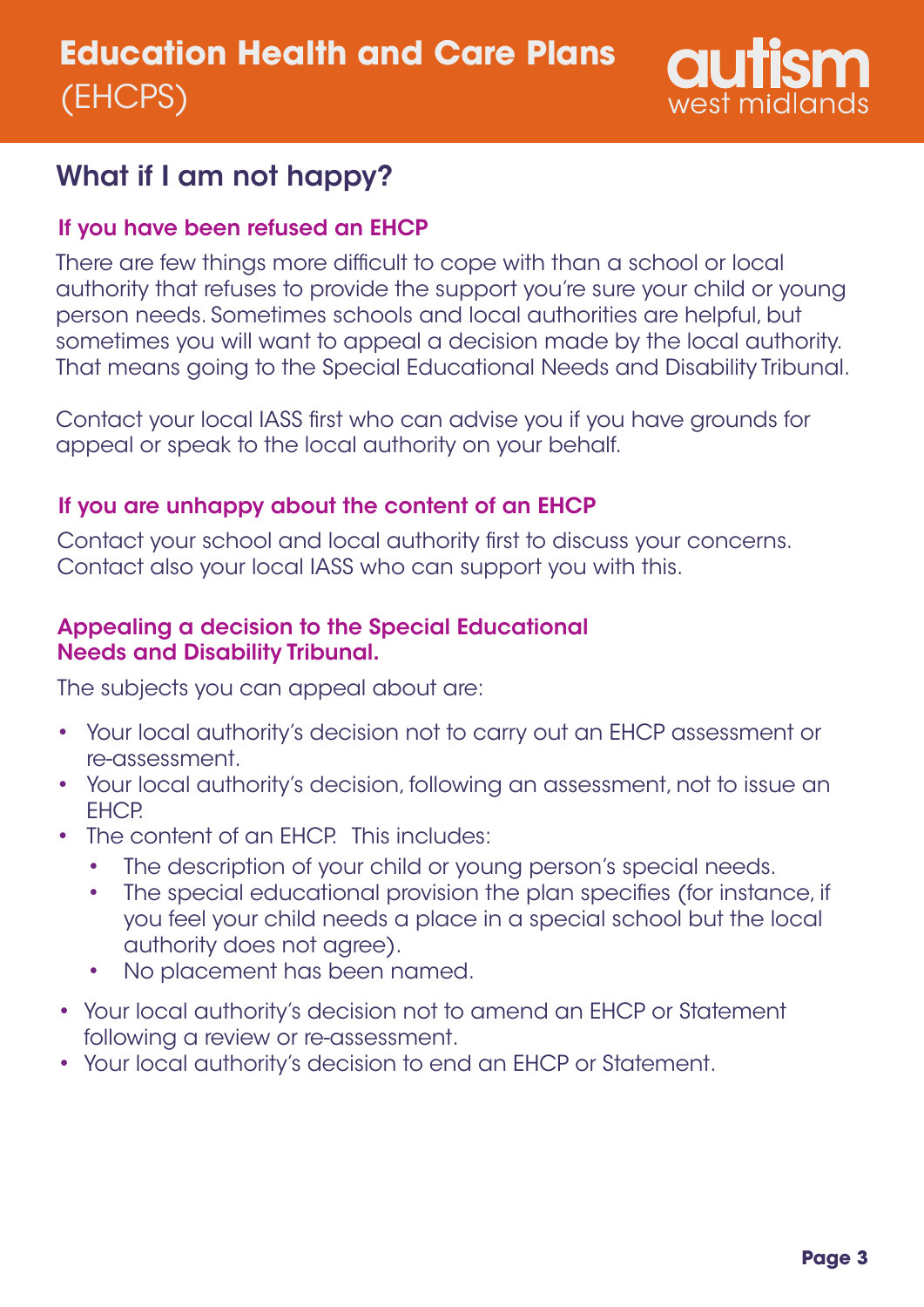## What if I am not happy?

### If you have been refused an EHCP

There are few things more difficult to cope with than a school or local authority that refuses to provide the support you're sure your child or young person needs. Sometimes schools and local authorities are helpful, but sometimes you will want to appeal a decision made by the local authority. That means going to the Special Educational Needs and Disability Tribunal.

Contact your local IASS first who can advise you if you have grounds for appeal or speak to the local authority on your behalf.

### If you are unhappy about the content of an EHCP

Contact your school and local authority first to discuss your concerns. Contact also your local IASS who can support you with this.

### Appealing a decision to the Special Educational Needs and Disability Tribunal.

The subjects you can appeal about are:

- Your local authority's decision not to carry out an EHCP assessment or re-assessment.
- Your local authority's decision, following an assessment, not to issue an EHCP.
- The content of an EHCP. This includes:
  - The description of your child or young person's special needs.
  - The special educational provision the plan specifies (for instance, if you feel your child needs a place in a special school but the local authority does not agree).
  - No placement has been named.
- Your local authority's decision not to amend an EHCP or Statement following a review or re-assessment.
- Your local authority's decision to end an EHCP or Statement.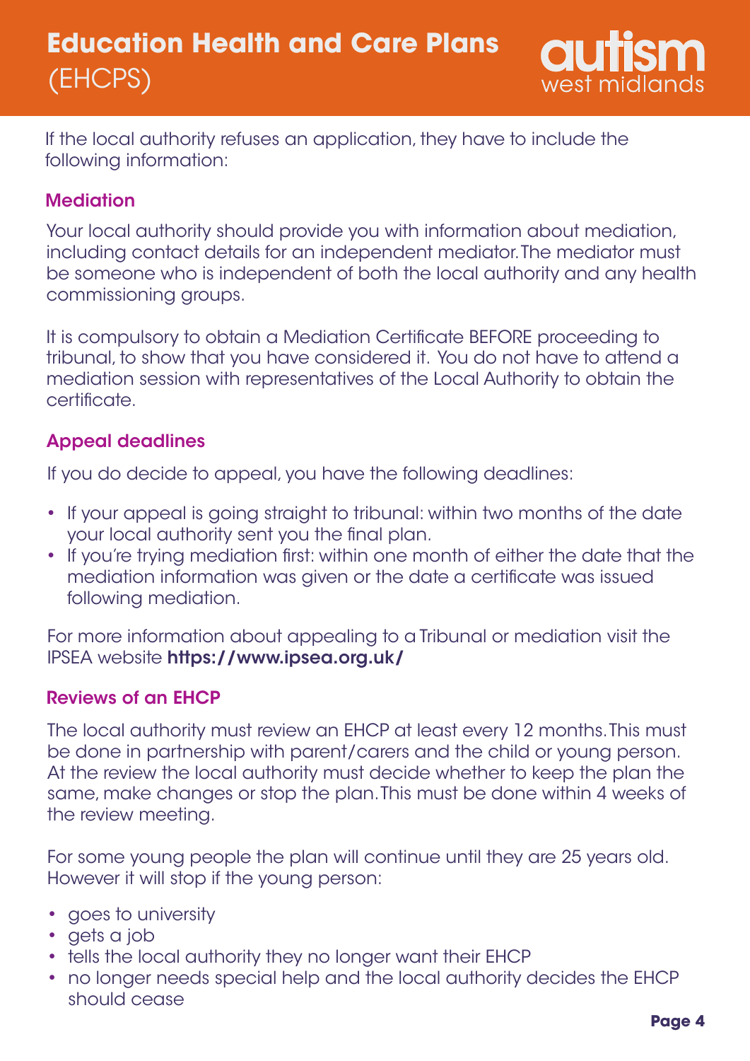If the local authority refuses an application, they have to include the following information:

### Mediation

Your local authority should provide you with information about mediation, including contact details for an independent mediator. The mediator must be someone who is independent of both the local authority and any health commissioning groups.

It is compulsory to obtain a Mediation Certificate BEFORE proceeding to tribunal, to show that you have considered it. You do not have to attend a mediation session with representatives of the Local Authority to obtain the certificate.

### Appeal deadlines

If you do decide to appeal, you have the following deadlines:

- If your appeal is going straight to tribunal: within two months of the date your local authority sent you the final plan.
- If you're trying mediation first: within one month of either the date that the mediation information was given or the date a certificate was issued following mediation.

For more information about appealing to a Tribunal or mediation visit the IPSEA website **https://www.ipsea.org.uk/**

### Reviews of an EHCP

The local authority must review an EHCP at least every 12 months. This must be done in partnership with parent/carers and the child or young person. At the review the local authority must decide whether to keep the plan the same, make changes or stop the plan. This must be done within 4 weeks of the review meeting.

For some young people the plan will continue until they are 25 years old. However it will stop if the young person:

- goes to university
- gets a job
- tells the local authority they no longer want their EHCP
- no longer needs special help and the local authority decides the EHCP should cease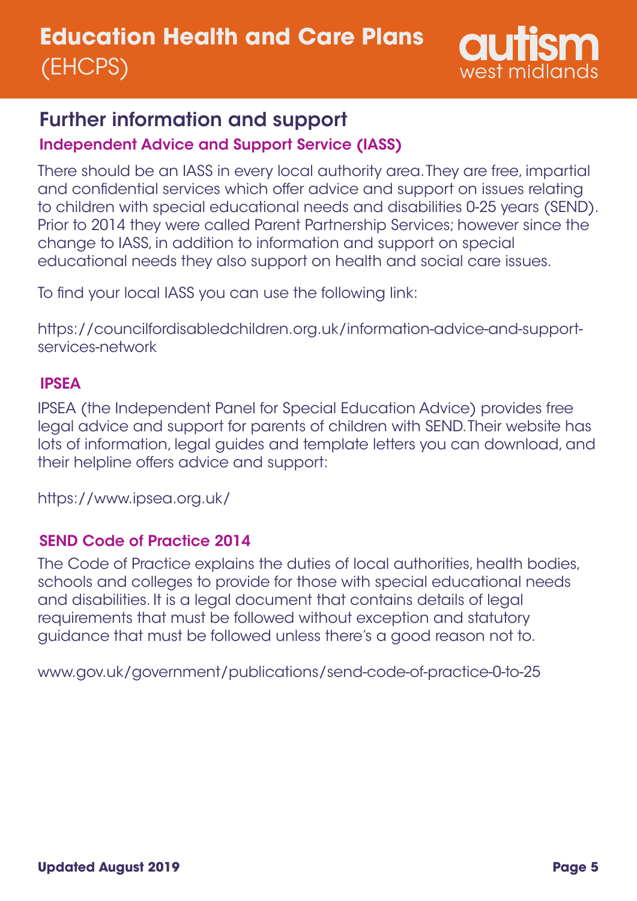## Further information and support

### Independent Advice and Support Service (IASS)

There should be an IASS in every local authority area. They are free, impartial and confidential services which offer advice and support on issues relating to children with special educational needs and disabilities 0-25 years (SEND). Prior to 2014 they were called Parent Partnership Services; however since the change to IASS, in addition to information and support on special educational needs they also support on health and social care issues.

To find your local IASS you can use the following link:

https://councilfordisabledchildren.org.uk/information-advice-and-support-services-network

### IPSEA

IPSEA (the Independent Panel for Special Education Advice) provides free legal advice and support for parents of children with SEND. Their website has lots of information, legal guides and template letters you can download, and their helpline offers advice and support:

https://www.ipsea.org.uk/

### SEND Code of Practice 2014

The Code of Practice explains the duties of local authorities, health bodies, schools and colleges to provide for those with special educational needs and disabilities. It is a legal document that contains details of legal requirements that must be followed without exception and statutory guidance that must be followed unless there's a good reason not to.

www.gov.uk/government/publications/send-code-of-practice-0-to-25